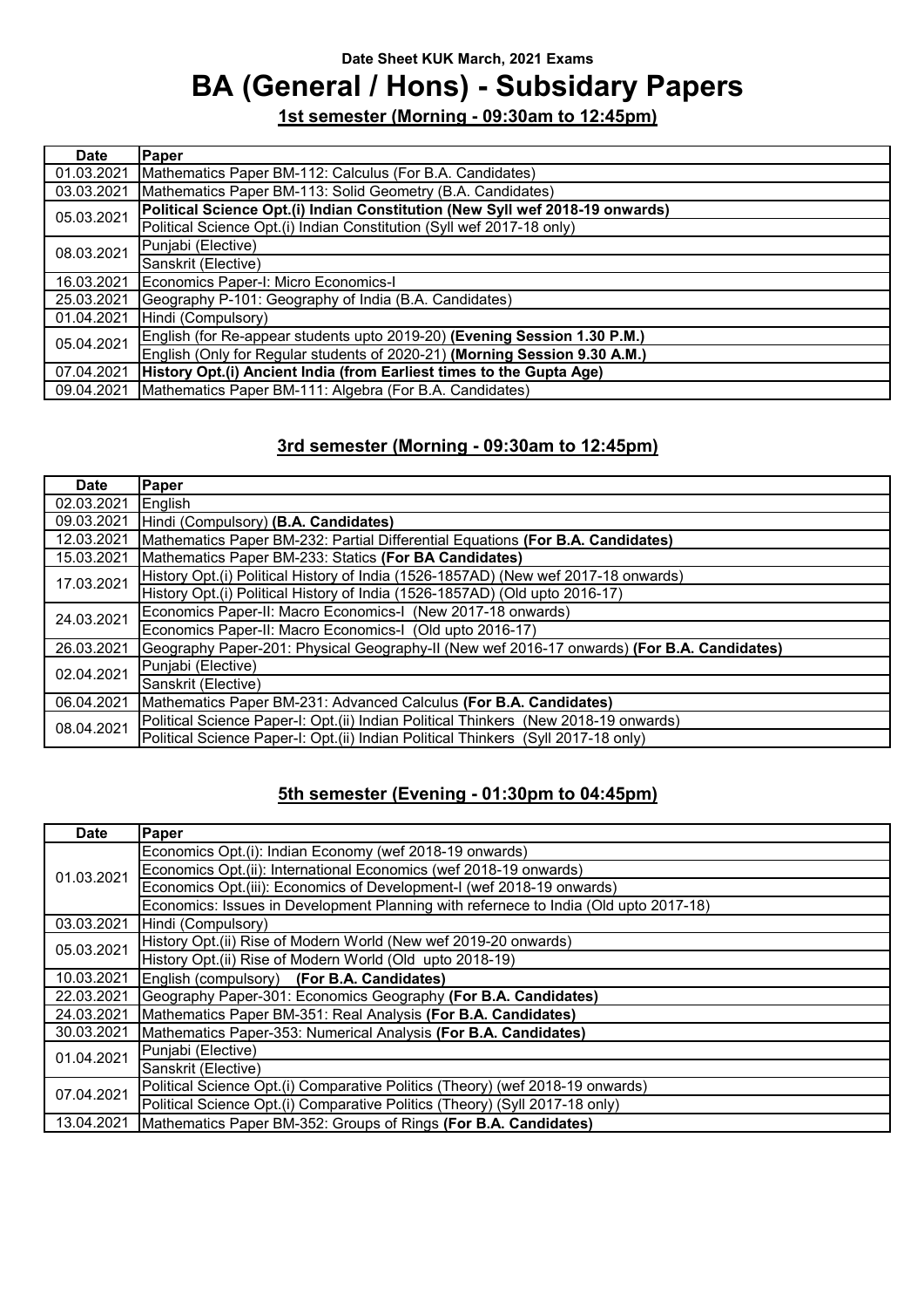Date Sheet KUK March, 2021 Exams

# BA (General / Hons) - Subsidary Papers

## 1st semester (Morning - 09:30am to 12:45pm)

| Date | Paper |
|---|---|
| 01.03.2021 | Mathematics Paper BM-112: Calculus (For B.A. Candidates) |
| 03.03.2021 | Mathematics Paper BM-113: Solid Geometry (B.A. Candidates) |
| 05.03.2021 | **Political Science Opt.(i) Indian Constitution (New Syll wef 2018-19 onwards)** |
| | Political Science Opt.(i) Indian Constitution (Syll wef 2017-18 only) |
| 08.03.2021 | Punjabi (Elective) |
| | Sanskrit (Elective) |
| 16.03.2021 | Economics Paper-I: Micro Economics-I |
| 25.03.2021 | Geography P-101: Geography of India (B.A. Candidates) |
| 01.04.2021 | Hindi (Compulsory) |
| 05.04.2021 | English (for Re-appear students upto 2019-20) **(Evening Session 1.30 P.M.)** |
| | English (Only for Regular students of 2020-21) **(Morning Session 9.30 A.M.)** |
| 07.04.2021 | **History Opt.(i) Ancient India (from Earliest times to the Gupta Age)** |
| 09.04.2021 | Mathematics Paper BM-111: Algebra (For B.A. Candidates) |

## 3rd semester (Morning - 09:30am to 12:45pm)

| Date | Paper |
|---|---|
| 02.03.2021 | English |
| 09.03.2021 | Hindi (Compulsory) **(B.A. Candidates)** |
| 12.03.2021 | Mathematics Paper BM-232: Partial Differential Equations **(For B.A. Candidates)** |
| 15.03.2021 | Mathematics Paper BM-233: Statics **(For BA Candidates)** |
| 17.03.2021 | History Opt.(i) Political History of India (1526-1857AD) (New wef 2017-18 onwards) |
| | History Opt.(i) Political History of India (1526-1857AD) (Old upto 2016-17) |
| 24.03.2021 | Economics Paper-II: Macro Economics-I (New 2017-18 onwards) |
| | Economics Paper-II: Macro Economics-I (Old upto 2016-17) |
| 26.03.2021 | Geography Paper-201: Physical Geography-II (New wef 2016-17 onwards) **(For B.A. Candidates)** |
| 02.04.2021 | Punjabi (Elective) |
| | Sanskrit (Elective) |
| 06.04.2021 | Mathematics Paper BM-231: Advanced Calculus **(For B.A. Candidates)** |
| 08.04.2021 | Political Science Paper-I: Opt.(ii) Indian Political Thinkers (New 2018-19 onwards) |
| | Political Science Paper-I: Opt.(ii) Indian Political Thinkers (Syll 2017-18 only) |

## 5th semester (Evening - 01:30pm to 04:45pm)

| Date | Paper |
|---|---|
| 01.03.2021 | Economics Opt.(i): Indian Economy (wef 2018-19 onwards) |
| | Economics Opt.(ii): International Economics (wef 2018-19 onwards) |
| | Economics Opt.(iii): Economics of Development-I (wef 2018-19 onwards) |
| | Economics: Issues in Development Planning with refernece to India (Old upto 2017-18) |
| 03.03.2021 | Hindi (Compulsory) |
| 05.03.2021 | History Opt.(ii) Rise of Modern World (New wef 2019-20 onwards) |
| | History Opt.(ii) Rise of Modern World (Old upto 2018-19) |
| 10.03.2021 | English (compulsory) **(For B.A. Candidates)** |
| 22.03.2021 | Geography Paper-301: Economics Geography **(For B.A. Candidates)** |
| 24.03.2021 | Mathematics Paper BM-351: Real Analysis **(For B.A. Candidates)** |
| 30.03.2021 | Mathematics Paper-353: Numerical Analysis **(For B.A. Candidates)** |
| 01.04.2021 | Punjabi (Elective) |
| | Sanskrit (Elective) |
| 07.04.2021 | Political Science Opt.(i) Comparative Politics (Theory) (wef 2018-19 onwards) |
| | Political Science Opt.(i) Comparative Politics (Theory) (Syll 2017-18 only) |
| 13.04.2021 | Mathematics Paper BM-352: Groups of Rings **(For B.A. Candidates)** |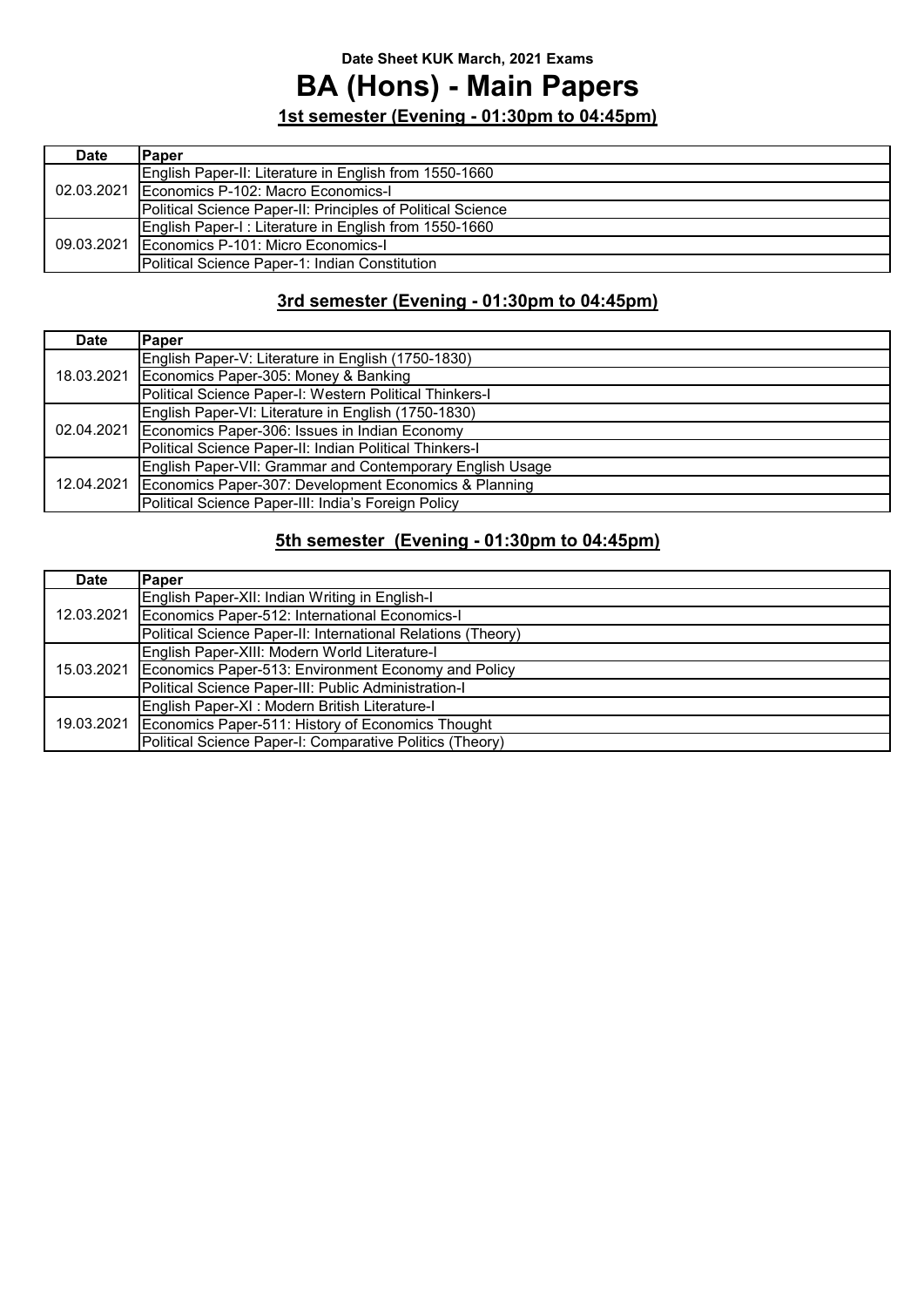**Date Sheet KUK March, 2021 Exams**

# BA (Hons) - Main Papers

## 1st semester (Evening - 01:30pm to 04:45pm)

| Date | Paper |
|---|---|
| 02.03.2021 | English Paper-II: Literature in English from 1550-1660 |
| | Economics P-102: Macro Economics-I |
| | Political Science Paper-II: Principles of Political Science |
| 09.03.2021 | English Paper-I : Literature in English from 1550-1660 |
| | Economics P-101: Micro Economics-I |
| | Political Science Paper-1: Indian Constitution |

## 3rd semester (Evening - 01:30pm to 04:45pm)

| Date | Paper |
|---|---|
| 18.03.2021 | English Paper-V: Literature in English (1750-1830) |
| | Economics Paper-305: Money & Banking |
| | Political Science Paper-I: Western Political Thinkers-I |
| 02.04.2021 | English Paper-VI: Literature in English (1750-1830) |
| | Economics Paper-306: Issues in Indian Economy |
| | Political Science Paper-II: Indian Political Thinkers-I |
| 12.04.2021 | English Paper-VII: Grammar and Contemporary English Usage |
| | Economics Paper-307: Development Economics & Planning |
| | Political Science Paper-III: India's Foreign Policy |

## 5th semester (Evening - 01:30pm to 04:45pm)

| Date | Paper |
|---|---|
| 12.03.2021 | English Paper-XII: Indian Writing in English-I |
| | Economics Paper-512: International Economics-I |
| | Political Science Paper-II: International Relations (Theory) |
| 15.03.2021 | English Paper-XIII: Modern World Literature-I |
| | Economics Paper-513: Environment Economy and Policy |
| | Political Science Paper-III: Public Administration-I |
| 19.03.2021 | English Paper-XI : Modern British Literature-I |
| | Economics Paper-511: History of Economics Thought |
| | Political Science Paper-I: Comparative Politics (Theory) |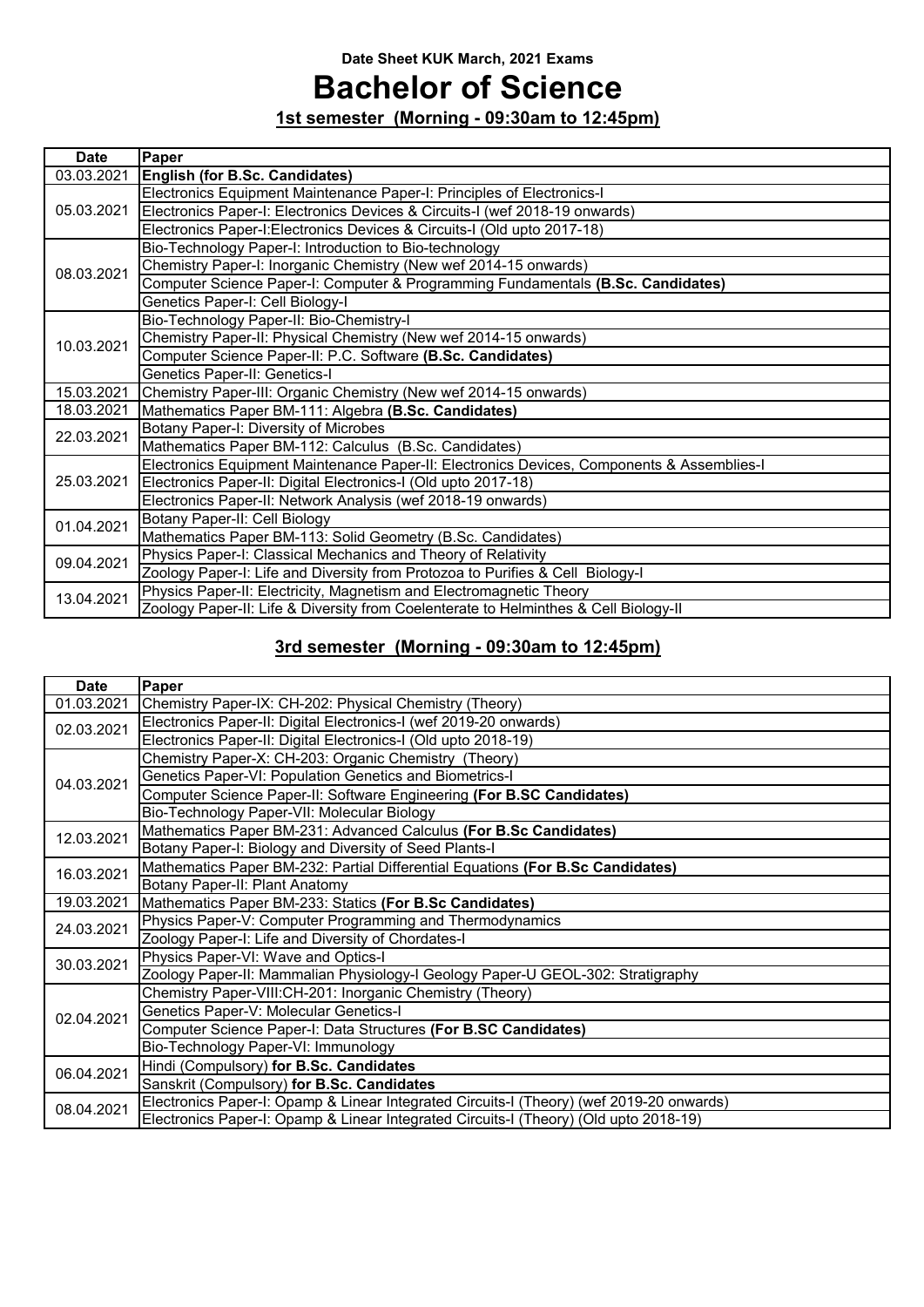**Date Sheet KUK March, 2021 Exams**

# Bachelor of Science

## 1st semester (Morning - 09:30am to 12:45pm)

| Date | Paper |
|---|---|
| 03.03.2021 | **English (for B.Sc. Candidates)** |
| 05.03.2021 | Electronics Equipment Maintenance Paper-I: Principles of Electronics-I |
| | Electronics Paper-I: Electronics Devices & Circuits-I (wef 2018-19 onwards) |
| | Electronics Paper-I:Electronics Devices & Circuits-I (Old upto 2017-18) |
| 08.03.2021 | Bio-Technology Paper-I: Introduction to Bio-technology |
| | Chemistry Paper-I: Inorganic Chemistry (New wef 2014-15 onwards) |
| | Computer Science Paper-I: Computer & Programming Fundamentals **(B.Sc. Candidates)** |
| | Genetics Paper-I: Cell Biology-I |
| 10.03.2021 | Bio-Technology Paper-II: Bio-Chemistry-I |
| | Chemistry Paper-II: Physical Chemistry (New wef 2014-15 onwards) |
| | Computer Science Paper-II: P.C. Software **(B.Sc. Candidates)** |
| | Genetics Paper-II: Genetics-I |
| 15.03.2021 | Chemistry Paper-III: Organic Chemistry (New wef 2014-15 onwards) |
| 18.03.2021 | Mathematics Paper BM-111: Algebra **(B.Sc. Candidates)** |
| 22.03.2021 | Botany Paper-I: Diversity of Microbes |
| | Mathematics Paper BM-112: Calculus (B.Sc. Candidates) |
| 25.03.2021 | Electronics Equipment Maintenance Paper-II: Electronics Devices, Components & Assemblies-I |
| | Electronics Paper-II: Digital Electronics-I (Old upto 2017-18) |
| | Electronics Paper-II: Network Analysis (wef 2018-19 onwards) |
| 01.04.2021 | Botany Paper-II: Cell Biology |
| | Mathematics Paper BM-113: Solid Geometry (B.Sc. Candidates) |
| 09.04.2021 | Physics Paper-I: Classical Mechanics and Theory of Relativity |
| | Zoology Paper-I: Life and Diversity from Protozoa to Purifies & Cell Biology-I |
| 13.04.2021 | Physics Paper-II: Electricity, Magnetism and Electromagnetic Theory |
| | Zoology Paper-II: Life & Diversity from Coelenterate to Helminthes & Cell Biology-II |

## 3rd semester (Morning - 09:30am to 12:45pm)

| Date | Paper |
|---|---|
| 01.03.2021 | Chemistry Paper-IX: CH-202: Physical Chemistry (Theory) |
| 02.03.2021 | Electronics Paper-II: Digital Electronics-I (wef 2019-20 onwards) |
| | Electronics Paper-II: Digital Electronics-I (Old upto 2018-19) |
| 04.03.2021 | Chemistry Paper-X: CH-203: Organic Chemistry (Theory) |
| | Genetics Paper-VI: Population Genetics and Biometrics-I |
| | Computer Science Paper-II: Software Engineering **(For B.SC Candidates)** |
| | Bio-Technology Paper-VII: Molecular Biology |
| 12.03.2021 | Mathematics Paper BM-231: Advanced Calculus **(For B.Sc Candidates)** |
| | Botany Paper-I: Biology and Diversity of Seed Plants-I |
| 16.03.2021 | Mathematics Paper BM-232: Partial Differential Equations **(For B.Sc Candidates)** |
| | Botany Paper-II: Plant Anatomy |
| 19.03.2021 | Mathematics Paper BM-233: Statics **(For B.Sc Candidates)** |
| 24.03.2021 | Physics Paper-V: Computer Programming and Thermodynamics |
| | Zoology Paper-I: Life and Diversity of Chordates-I |
| 30.03.2021 | Physics Paper-VI: Wave and Optics-I |
| | Zoology Paper-II: Mammalian Physiology-I Geology Paper-U GEOL-302: Stratigraphy |
| 02.04.2021 | Chemistry Paper-VIII:CH-201: Inorganic Chemistry (Theory) |
| | Genetics Paper-V: Molecular Genetics-I |
| | Computer Science Paper-I: Data Structures **(For B.SC Candidates)** |
| | Bio-Technology Paper-VI: Immunology |
| 06.04.2021 | Hindi (Compulsory) **for B.Sc. Candidates** |
| | Sanskrit (Compulsory) **for B.Sc. Candidates** |
| 08.04.2021 | Electronics Paper-I: Opamp & Linear Integrated Circuits-I (Theory) (wef 2019-20 onwards) |
| | Electronics Paper-I: Opamp & Linear Integrated Circuits-I (Theory) (Old upto 2018-19) |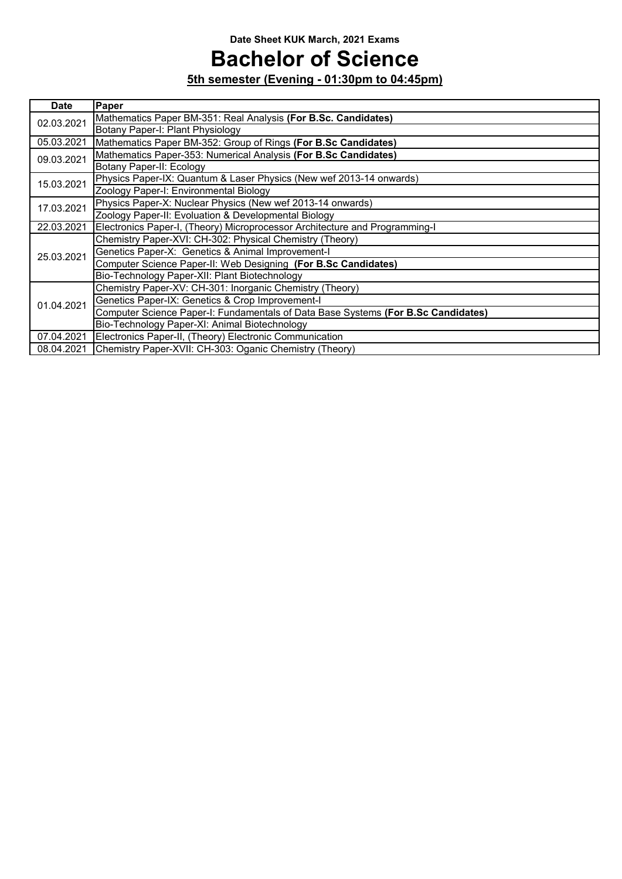**Date Sheet KUK March, 2021 Exams**

# Bachelor of Science

## 5th semester (Evening - 01:30pm to 04:45pm)

| Date | Paper |
|---|---|
| 02.03.2021 | Mathematics Paper BM-351: Real Analysis **(For B.Sc. Candidates)** |
| | Botany Paper-I: Plant Physiology |
| 05.03.2021 | Mathematics Paper BM-352: Group of Rings **(For B.Sc Candidates)** |
| 09.03.2021 | Mathematics Paper-353: Numerical Analysis **(For B.Sc Candidates)** |
| | Botany Paper-II: Ecology |
| 15.03.2021 | Physics Paper-IX: Quantum & Laser Physics (New wef 2013-14 onwards) |
| | Zoology Paper-I: Environmental Biology |
| 17.03.2021 | Physics Paper-X: Nuclear Physics (New wef 2013-14 onwards) |
| | Zoology Paper-II: Evoluation & Developmental Biology |
| 22.03.2021 | Electronics Paper-I, (Theory) Microprocessor Architecture and Programming-I |
| 25.03.2021 | Chemistry Paper-XVI: CH-302: Physical Chemistry (Theory) |
| | Genetics Paper-X: Genetics & Animal Improvement-I |
| | Computer Science Paper-II: Web Designing **(For B.Sc Candidates)** |
| | Bio-Technology Paper-XII: Plant Biotechnology |
| 01.04.2021 | Chemistry Paper-XV: CH-301: Inorganic Chemistry (Theory) |
| | Genetics Paper-IX: Genetics & Crop Improvement-I |
| | Computer Science Paper-I: Fundamentals of Data Base Systems **(For B.Sc Candidates)** |
| | Bio-Technology Paper-XI: Animal Biotechnology |
| 07.04.2021 | Electronics Paper-II, (Theory) Electronic Communication |
| 08.04.2021 | Chemistry Paper-XVII: CH-303: Oganic Chemistry (Theory) |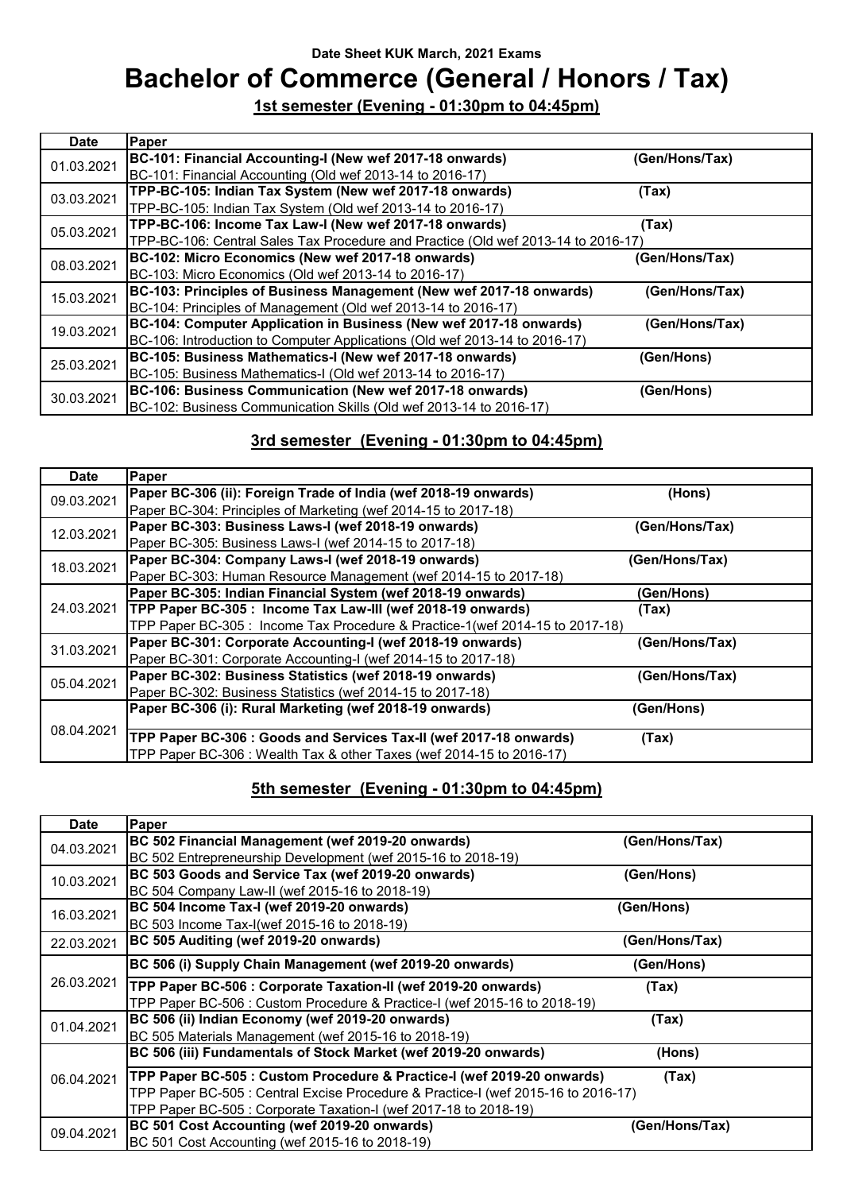**Date Sheet KUK March, 2021 Exams**

# Bachelor of Commerce (General / Honors / Tax)

## 1st semester (Evening - 01:30pm to 04:45pm)

| Date | Paper | |
|---|---|---|
| 01.03.2021 | **BC-101: Financial Accounting-I (New wef 2017-18 onwards)** | **(Gen/Hons/Tax)** |
| | BC-101: Financial Accounting (Old wef 2013-14 to 2016-17) | |
| 03.03.2021 | **TPP-BC-105: Indian Tax System (New wef 2017-18 onwards)** | **(Tax)** |
| | TPP-BC-105: Indian Tax System (Old wef 2013-14 to 2016-17) | |
| 05.03.2021 | **TPP-BC-106: Income Tax Law-I (New wef 2017-18 onwards)** | **(Tax)** |
| | TPP-BC-106: Central Sales Tax Procedure and Practice (Old wef 2013-14 to 2016-17) | |
| 08.03.2021 | **BC-102: Micro Economics (New wef 2017-18 onwards)** | **(Gen/Hons/Tax)** |
| | BC-103: Micro Economics (Old wef 2013-14 to 2016-17) | |
| 15.03.2021 | **BC-103: Principles of Business Management (New wef 2017-18 onwards)** | **(Gen/Hons/Tax)** |
| | BC-104: Principles of Management (Old wef 2013-14 to 2016-17) | |
| 19.03.2021 | **BC-104: Computer Application in Business (New wef 2017-18 onwards)** | **(Gen/Hons/Tax)** |
| | BC-106: Introduction to Computer Applications (Old wef 2013-14 to 2016-17) | |
| 25.03.2021 | **BC-105: Business Mathematics-I (New wef 2017-18 onwards)** | **(Gen/Hons)** |
| | BC-105: Business Mathematics-I (Old wef 2013-14 to 2016-17) | |
| 30.03.2021 | **BC-106: Business Communication (New wef 2017-18 onwards)** | **(Gen/Hons)** |
| | BC-102: Business Communication Skills (Old wef 2013-14 to 2016-17) | |

## 3rd semester (Evening - 01:30pm to 04:45pm)

| Date | Paper | |
|---|---|---|
| 09.03.2021 | **Paper BC-306 (ii): Foreign Trade of India (wef 2018-19 onwards)** | **(Hons)** |
| | Paper BC-304: Principles of Marketing (wef 2014-15 to 2017-18) | |
| 12.03.2021 | **Paper BC-303: Business Laws-I (wef 2018-19 onwards)** | **(Gen/Hons/Tax)** |
| | Paper BC-305: Business Laws-I (wef 2014-15 to 2017-18) | |
| 18.03.2021 | **Paper BC-304: Company Laws-I (wef 2018-19 onwards)** | **(Gen/Hons/Tax)** |
| | Paper BC-303: Human Resource Management (wef 2014-15 to 2017-18) | |
| 24.03.2021 | **Paper BC-305: Indian Financial System (wef 2018-19 onwards)** | **(Gen/Hons)** |
| | **TPP Paper BC-305 : Income Tax Law-III (wef 2018-19 onwards)** | **(Tax)** |
| | TPP Paper BC-305 : Income Tax Procedure & Practice-1(wef 2014-15 to 2017-18) | |
| 31.03.2021 | **Paper BC-301: Corporate Accounting-I (wef 2018-19 onwards)** | **(Gen/Hons/Tax)** |
| | Paper BC-301: Corporate Accounting-I (wef 2014-15 to 2017-18) | |
| 05.04.2021 | **Paper BC-302: Business Statistics (wef 2018-19 onwards)** | **(Gen/Hons/Tax)** |
| | Paper BC-302: Business Statistics (wef 2014-15 to 2017-18) | |
| 08.04.2021 | **Paper BC-306 (i): Rural Marketing (wef 2018-19 onwards)** | **(Gen/Hons)** |
| | **TPP Paper BC-306 : Goods and Services Tax-II (wef 2017-18 onwards)** | **(Tax)** |
| | TPP Paper BC-306 : Wealth Tax & other Taxes (wef 2014-15 to 2016-17) | |

## 5th semester (Evening - 01:30pm to 04:45pm)

| Date | Paper | |
|---|---|---|
| 04.03.2021 | **BC 502 Financial Management (wef 2019-20 onwards)** | **(Gen/Hons/Tax)** |
| | BC 502 Entrepreneurship Development (wef 2015-16 to 2018-19) | |
| 10.03.2021 | **BC 503 Goods and Service Tax (wef 2019-20 onwards)** | **(Gen/Hons)** |
| | BC 504 Company Law-II (wef 2015-16 to 2018-19) | |
| 16.03.2021 | **BC 504 Income Tax-I (wef 2019-20 onwards)** | **(Gen/Hons)** |
| | BC 503 Income Tax-I(wef 2015-16 to 2018-19) | |
| 22.03.2021 | **BC 505 Auditing (wef 2019-20 onwards)** | **(Gen/Hons/Tax)** |
| 26.03.2021 | **BC 506 (i) Supply Chain Management (wef 2019-20 onwards)** | **(Gen/Hons)** |
| | **TPP Paper BC-506 : Corporate Taxation-II (wef 2019-20 onwards)** | **(Tax)** |
| | TPP Paper BC-506 : Custom Procedure & Practice-I (wef 2015-16 to 2018-19) | |
| 01.04.2021 | **BC 506 (ii) Indian Economy (wef 2019-20 onwards)** | **(Tax)** |
| | BC 505 Materials Management (wef 2015-16 to 2018-19) | |
| 06.04.2021 | **BC 506 (iii) Fundamentals of Stock Market (wef 2019-20 onwards)** | **(Hons)** |
| | **TPP Paper BC-505 : Custom Procedure & Practice-I (wef 2019-20 onwards)** | **(Tax)** |
| | TPP Paper BC-505 : Central Excise Procedure & Practice-I (wef 2015-16 to 2016-17) | |
| | TPP Paper BC-505 : Corporate Taxation-I (wef 2017-18 to 2018-19) | |
| 09.04.2021 | **BC 501 Cost Accounting (wef 2019-20 onwards)** | **(Gen/Hons/Tax)** |
| | BC 501 Cost Accounting (wef 2015-16 to 2018-19) | |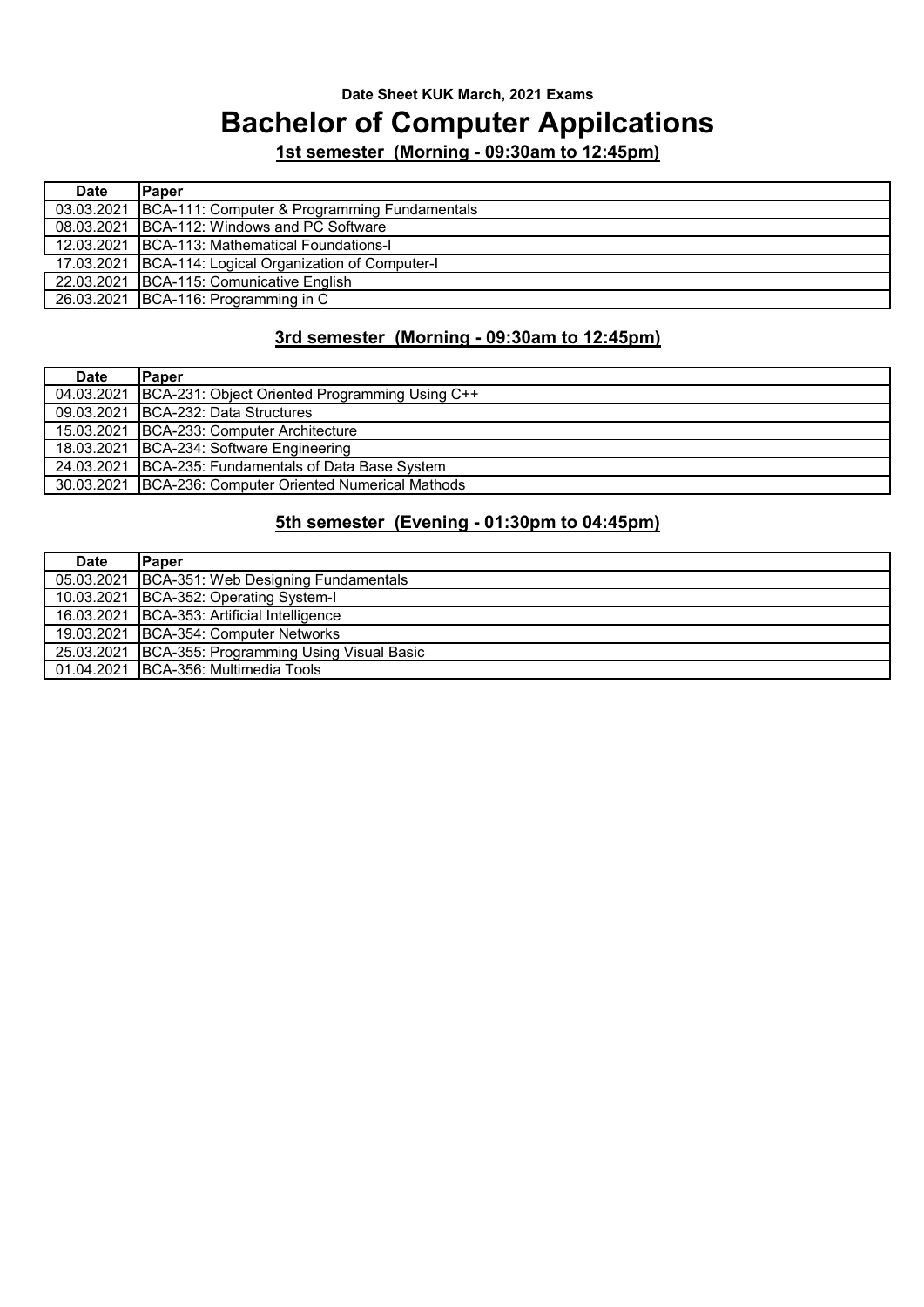**Date Sheet KUK March, 2021 Exams**

# Bachelor of Computer Appilcations

## 1st semester (Morning - 09:30am to 12:45pm)

| Date | Paper |
|---|---|
| 03.03.2021 | BCA-111: Computer & Programming Fundamentals |
| 08.03.2021 | BCA-112: Windows and PC Software |
| 12.03.2021 | BCA-113: Mathematical Foundations-I |
| 17.03.2021 | BCA-114: Logical Organization of Computer-I |
| 22.03.2021 | BCA-115: Comunicative English |
| 26.03.2021 | BCA-116: Programming in C |

## 3rd semester (Morning - 09:30am to 12:45pm)

| Date | Paper |
|---|---|
| 04.03.2021 | BCA-231: Object Oriented Programming Using C++ |
| 09.03.2021 | BCA-232: Data Structures |
| 15.03.2021 | BCA-233: Computer Architecture |
| 18.03.2021 | BCA-234: Software Engineering |
| 24.03.2021 | BCA-235: Fundamentals of Data Base System |
| 30.03.2021 | BCA-236: Computer Oriented Numerical Mathods |

## 5th semester (Evening - 01:30pm to 04:45pm)

| Date | Paper |
|---|---|
| 05.03.2021 | BCA-351: Web Designing Fundamentals |
| 10.03.2021 | BCA-352: Operating System-I |
| 16.03.2021 | BCA-353: Artificial Intelligence |
| 19.03.2021 | BCA-354: Computer Networks |
| 25.03.2021 | BCA-355: Programming Using Visual Basic |
| 01.04.2021 | BCA-356: Multimedia Tools |